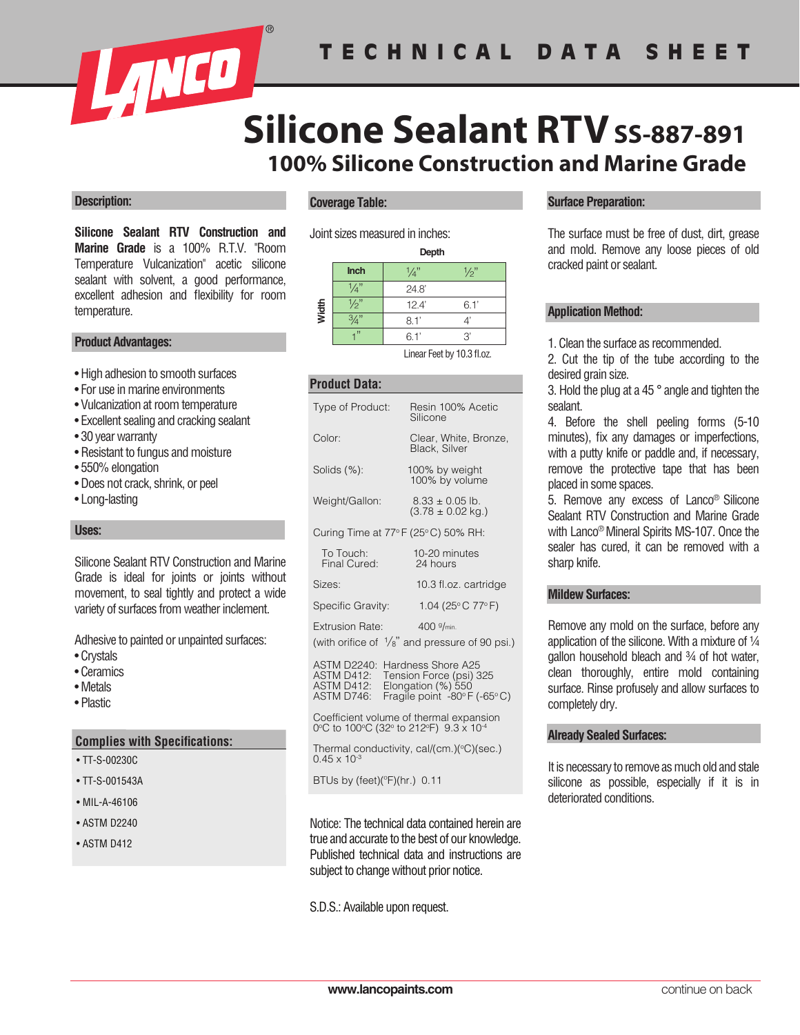# TECHNICAL DATA SHEET

# Silicone Sealant RTV SS-887-891

## 100% Silicone Construction and Marine Grade

### Description:

**Silicone Sealant RTV Construction and Marine Grade** is a 100% R.T.V. "Room Temperature Vulcanization" acetic silicone sealant with solvent, a good performance, excellent adhesion and flexibility for room temperature.

### Product Advantages:

- High adhesion to smooth surfaces
- For use in marine environments
- Vulcanization at room temperature
- Excellent sealing and cracking sealant
- 30 year warranty
- Resistant to fungus and moisture
- 550% elongation
- Does not crack, shrink, or peel
- Long-lasting

### Uses:

Silicone Sealant RTV Construction and Marine Grade is ideal for joints or joints without movement, to seal tightly and protect a wide variety of surfaces from weather inclement.

Adhesive to painted or unpainted surfaces:

- Crystals
- Ceramics
- Metals
- Plastic

### Complies with Specifications:

- TT-S-00230C
- TT-S-001543A
- MIL-A-46106
- ASTM D2240
- ASTM D412

### Coverage Table:

Joint sizes measured in inches:

| Width \ Depth (Inch) | ¼" | ½" |
|---|---|---|
| ¼" | 24.8' | |
| ½" | 12.4' | 6.1' |
| ¾" | 8.1' | 4' |
| 1" | 6.1' | 3' |

Linear Feet by 10.3 fl.oz.

### Product Data:

| | |
|---|---|
| Type of Product: | Resin 100% Acetic Silicone |
| Color: | Clear, White, Bronze, Black, Silver |
| Solids (%): | 100% by weight<br>100% by volume |
| Weight/Gallon: | 8.33 ± 0.05 lb.<br>(3.78 ± 0.02 kg.) |

Curing Time at 77°F (25°C) 50% RH:

| | |
|---|---|
| To Touch: | 10-20 minutes |
| Final Cured: | 24 hours |
| Sizes: | 10.3 fl.oz. cartridge |
| Specific Gravity: | 1.04 (25°C 77°F) |
| Extrusion Rate: | 400 g/min. |

(with orifice of ⅛" and pressure of 90 psi.)

| | |
|---|---|
| ASTM D2240: | Hardness Shore A25 |
| ASTM D412: | Tension Force (psi) 325 |
| ASTM D412: | Elongation (%) 550 |
| ASTM D746: | Fragile point -80°F (-65°C) |

Coefficient volume of thermal expansion 0°C to 100°C (32° to 212°F) $9.3 \times 10^{-4}$

Thermal conductivity, cal/(cm.)(°C)(sec.) $0.45 \times 10^{-3}$

BTUs by (feet)(°F)(hr.) 0.11

Notice: The technical data contained herein are true and accurate to the best of our knowledge. Published technical data and instructions are subject to change without prior notice.

S.D.S.: Available upon request.

### Surface Preparation:

The surface must be free of dust, dirt, grease and mold. Remove any loose pieces of old cracked paint or sealant.

### Application Method:

1. Clean the surface as recommended.
2. Cut the tip of the tube according to the desired grain size.
3. Hold the plug at a 45 ° angle and tighten the sealant.
4. Before the shell peeling forms (5-10 minutes), fix any damages or imperfections, with a putty knife or paddle and, if necessary, remove the protective tape that has been placed in some spaces.
5. Remove any excess of Lanco® Silicone Sealant RTV Construction and Marine Grade with Lanco® Mineral Spirits MS-107. Once the sealer has cured, it can be removed with a sharp knife.

### Mildew Surfaces:

Remove any mold on the surface, before any application of the silicone. With a mixture of ¼ gallon household bleach and ¾ of hot water, clean thoroughly, entire mold containing surface. Rinse profusely and allow surfaces to completely dry.

### Already Sealed Surfaces:

It is necessary to remove as much old and stale silicone as possible, especially if it is in deteriorated conditions.

www.lancopaints.com

continue on back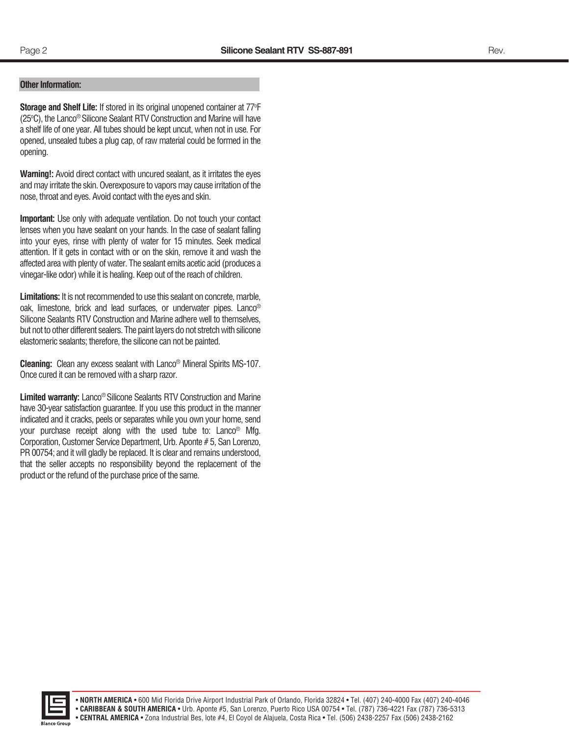## Other Information:

**Storage and Shelf Life:** If stored in its original unopened container at 77ºF (25ºC), the Lanco® Silicone Sealant RTV Construction and Marine will have a shelf life of one year. All tubes should be kept uncut, when not in use. For opened, unsealed tubes a plug cap, of raw material could be formed in the opening.

**Warning!:** Avoid direct contact with uncured sealant, as it irritates the eyes and may irritate the skin. Overexposure to vapors may cause irritation of the nose, throat and eyes. Avoid contact with the eyes and skin.

**Important:** Use only with adequate ventilation. Do not touch your contact lenses when you have sealant on your hands. In the case of sealant falling into your eyes, rinse with plenty of water for 15 minutes. Seek medical attention. If it gets in contact with or on the skin, remove it and wash the affected area with plenty of water. The sealant emits acetic acid (produces a vinegar-like odor) while it is healing. Keep out of the reach of children.

**Limitations:** It is not recommended to use this sealant on concrete, marble, oak, limestone, brick and lead surfaces, or underwater pipes. Lanco® Silicone Sealants RTV Construction and Marine adhere well to themselves, but not to other different sealers. The paint layers do not stretch with silicone elastomeric sealants; therefore, the silicone can not be painted.

**Cleaning:** Clean any excess sealant with Lanco® Mineral Spirits MS-107. Once cured it can be removed with a sharp razor.

**Limited warranty:** Lanco® Silicone Sealants RTV Construction and Marine have 30-year satisfaction guarantee. If you use this product in the manner indicated and it cracks, peels or separates while you own your home, send your purchase receipt along with the used tube to: Lanco® Mfg. Corporation, Customer Service Department, Urb. Aponte # 5, San Lorenzo, PR 00754; and it will gladly be replaced. It is clear and remains understood, that the seller accepts no responsibility beyond the replacement of the product or the refund of the purchase price of the same.

Blanco Group

- **NORTH AMERICA** • 600 Mid Florida Drive Airport Industrial Park of Orlando, Florida 32824 • Tel. (407) 240-4000 Fax (407) 240-4046
- **CARIBBEAN & SOUTH AMERICA** • Urb. Aponte #5, San Lorenzo, Puerto Rico USA 00754 • Tel. (787) 736-4221 Fax (787) 736-5313
- **CENTRAL AMERICA** • Zona Industrial Bes, lote #4, El Coyol de Alajuela, Costa Rica • Tel. (506) 2438-2257 Fax (506) 2438-2162